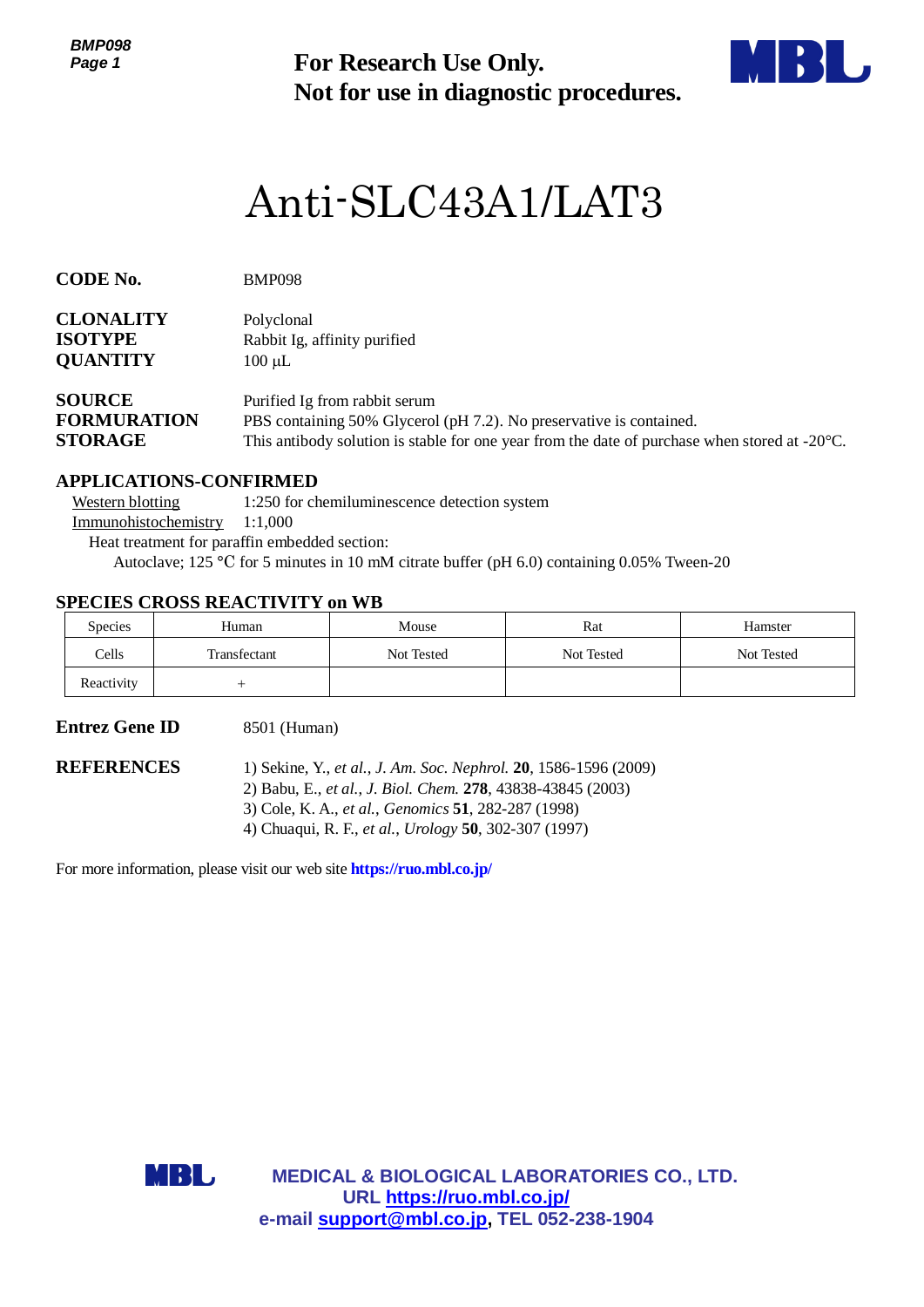**For Research Use Only.**
**Not for use in diagnostic procedures.**

# Anti-SLC43A1/LAT3

**CODE No.** BMP098

**CLONALITY** Polyclonal
**ISOTYPE** Rabbit Ig, affinity purified
**QUANTITY** 100 µL

**SOURCE** Purified Ig from rabbit serum
**FORMURATION** PBS containing 50% Glycerol (pH 7.2). No preservative is contained.
**STORAGE** This antibody solution is stable for one year from the date of purchase when stored at -20°C.

## APPLICATIONS-CONFIRMED

Western blotting 1:250 for chemiluminescence detection system
Immunohistochemistry 1:1,000
Heat treatment for paraffin embedded section:
Autoclave; 125 °C for 5 minutes in 10 mM citrate buffer (pH 6.0) containing 0.05% Tween-20

## SPECIES CROSS REACTIVITY on WB

| Species | Human | Mouse | Rat | Hamster |
|---|---|---|---|---|
| Cells | Transfectant | Not Tested | Not Tested | Not Tested |
| Reactivity | + | | | |

**Entrez Gene ID** 8501 (Human)

**REFERENCES**
1) Sekine, Y., *et al.*, *J. Am. Soc. Nephrol.* **20**, 1586-1596 (2009)
2) Babu, E., *et al.*, *J. Biol. Chem.* **278**, 43838-43845 (2003)
3) Cole, K. A., *et al.*, *Genomics* **51**, 282-287 (1998)
4) Chuaqui, R. F., *et al.*, *Urology* **50**, 302-307 (1997)

For more information, please visit our web site **https://ruo.mbl.co.jp/**

**MEDICAL & BIOLOGICAL LABORATORIES CO., LTD.**
**URL https://ruo.mbl.co.jp/**
**e-mail support@mbl.co.jp, TEL 052-238-1904**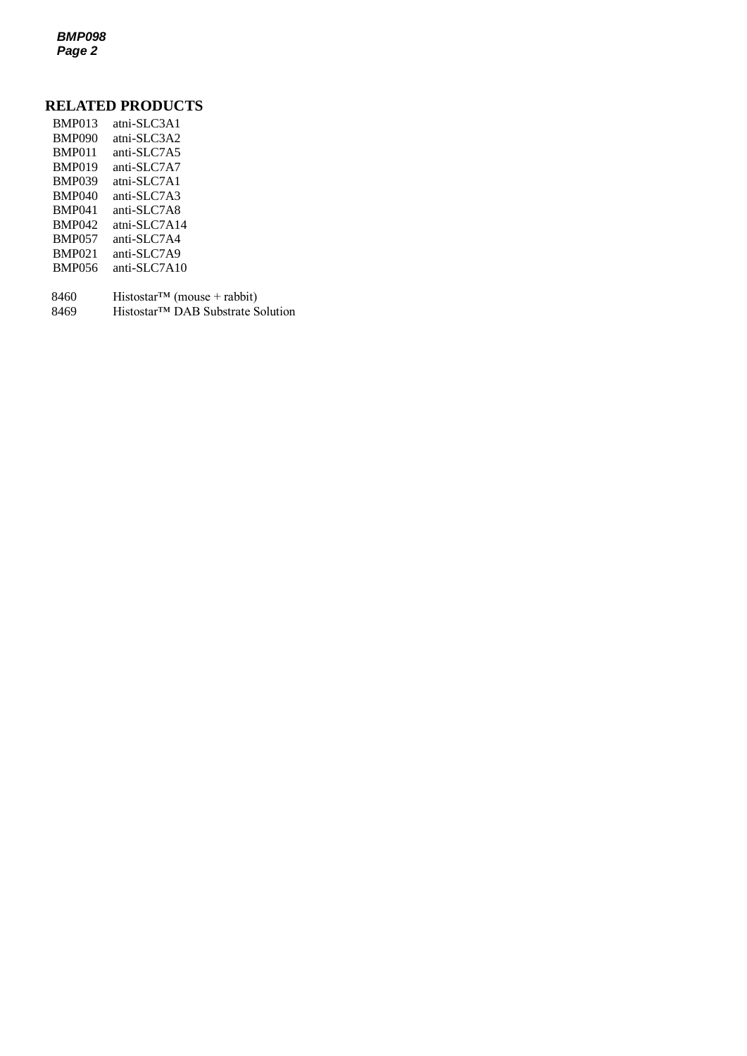## RELATED PRODUCTS

| | |
|---|---|
| BMP013 | atni-SLC3A1 |
| BMP090 | atni-SLC3A2 |
| BMP011 | anti-SLC7A5 |
| BMP019 | anti-SLC7A7 |
| BMP039 | atni-SLC7A1 |
| BMP040 | anti-SLC7A3 |
| BMP041 | anti-SLC7A8 |
| BMP042 | atni-SLC7A14 |
| BMP057 | anti-SLC7A4 |
| BMP021 | anti-SLC7A9 |
| BMP056 | anti-SLC7A10 |

| | |
|---|---|
| 8460 | Histostar™ (mouse + rabbit) |
| 8469 | Histostar™ DAB Substrate Solution |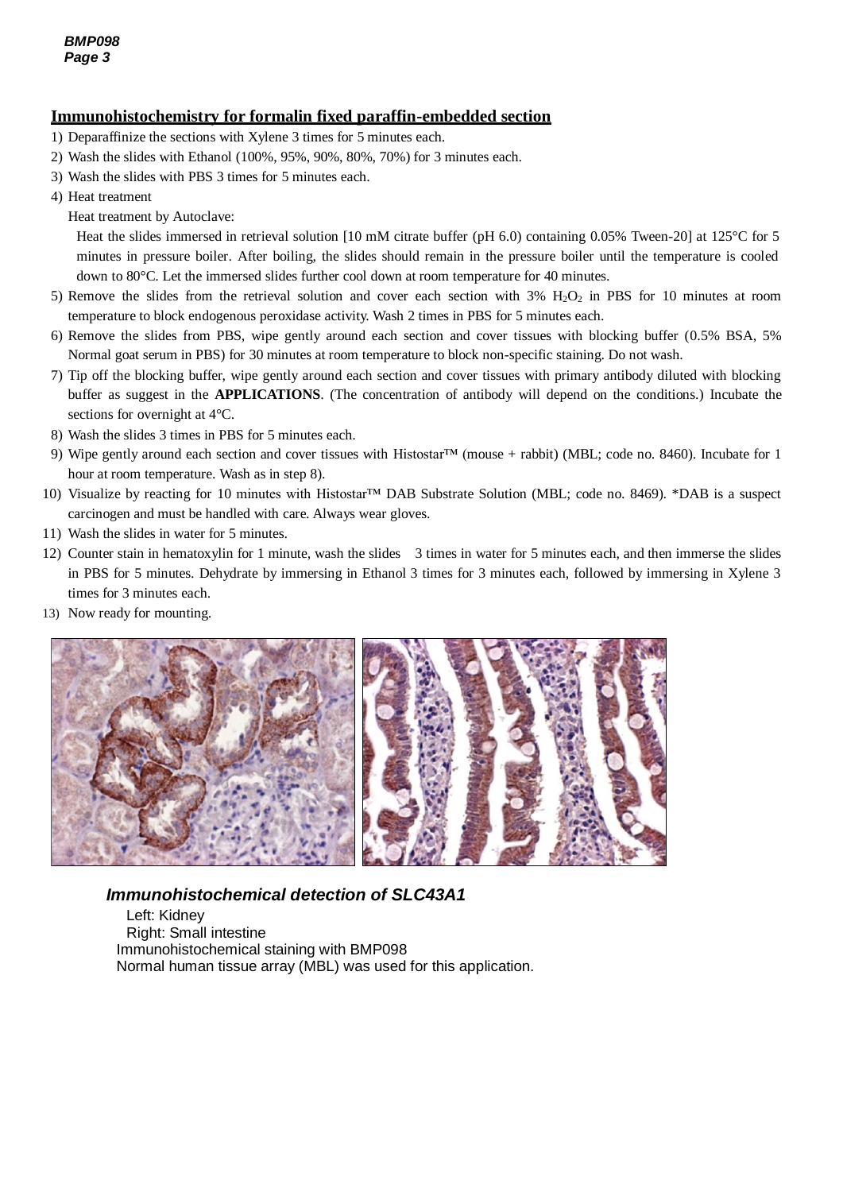## Immunohistochemistry for formalin fixed paraffin-embedded section

1) Deparaffinize the sections with Xylene 3 times for 5 minutes each.
2) Wash the slides with Ethanol (100%, 95%, 90%, 80%, 70%) for 3 minutes each.
3) Wash the slides with PBS 3 times for 5 minutes each.
4) Heat treatment

   Heat treatment by Autoclave:

   Heat the slides immersed in retrieval solution [10 mM citrate buffer (pH 6.0) containing 0.05% Tween-20] at 125°C for 5 minutes in pressure boiler. After boiling, the slides should remain in the pressure boiler until the temperature is cooled down to 80°C. Let the immersed slides further cool down at room temperature for 40 minutes.
5) Remove the slides from the retrieval solution and cover each section with 3% $H_2O_2$ in PBS for 10 minutes at room temperature to block endogenous peroxidase activity. Wash 2 times in PBS for 5 minutes each.
6) Remove the slides from PBS, wipe gently around each section and cover tissues with blocking buffer (0.5% BSA, 5% Normal goat serum in PBS) for 30 minutes at room temperature to block non-specific staining. Do not wash.
7) Tip off the blocking buffer, wipe gently around each section and cover tissues with primary antibody diluted with blocking buffer as suggest in the **APPLICATIONS**. (The concentration of antibody will depend on the conditions.) Incubate the sections for overnight at 4°C.
8) Wash the slides 3 times in PBS for 5 minutes each.
9) Wipe gently around each section and cover tissues with Histostar™ (mouse + rabbit) (MBL; code no. 8460). Incubate for 1 hour at room temperature. Wash as in step 8).
10) Visualize by reacting for 10 minutes with Histostar™ DAB Substrate Solution (MBL; code no. 8469). *DAB is a suspect carcinogen and must be handled with care. Always wear gloves.
11) Wash the slides in water for 5 minutes.
12) Counter stain in hematoxylin for 1 minute, wash the slides 3 times in water for 5 minutes each, and then immerse the slides in PBS for 5 minutes. Dehydrate by immersing in Ethanol 3 times for 3 minutes each, followed by immersing in Xylene 3 times for 3 minutes each.
13) Now ready for mounting.

***Immunohistochemical detection of SLC43A1***

Left: Kidney
Right: Small intestine
Immunohistochemical staining with BMP098
Normal human tissue array (MBL) was used for this application.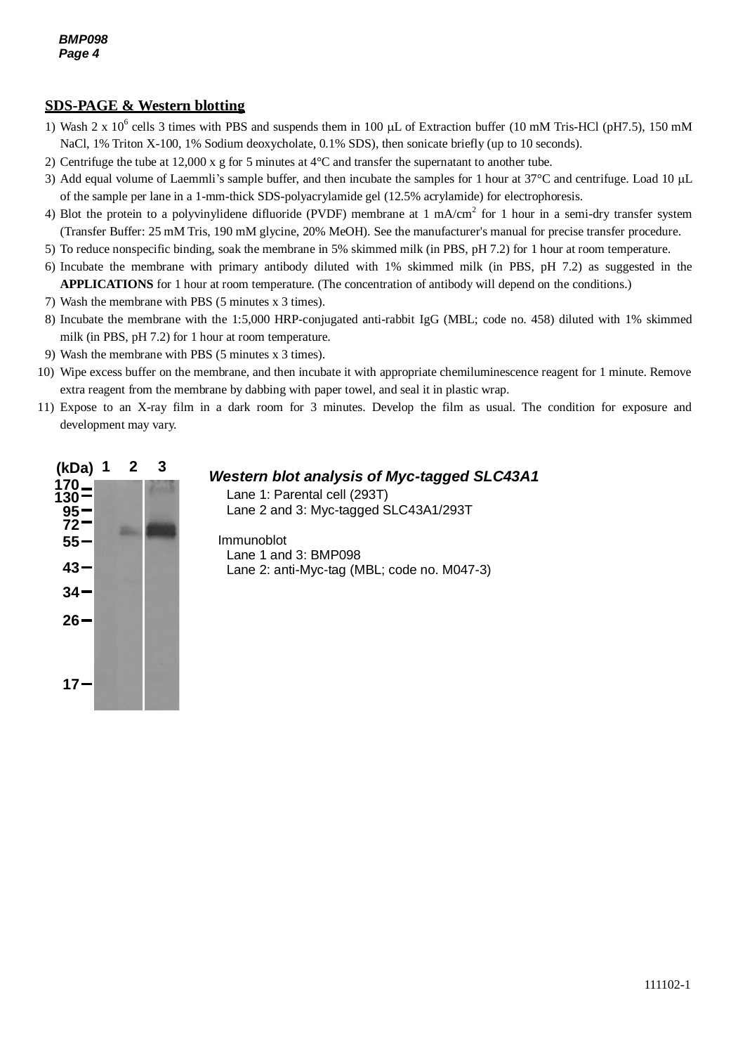## SDS-PAGE & Western blotting

1) Wash 2 x $10^6$ cells 3 times with PBS and suspends them in 100 μL of Extraction buffer (10 mM Tris-HCl (pH7.5), 150 mM NaCl, 1% Triton X-100, 1% Sodium deoxycholate, 0.1% SDS), then sonicate briefly (up to 10 seconds).
2) Centrifuge the tube at 12,000 x g for 5 minutes at 4°C and transfer the supernatant to another tube.
3) Add equal volume of Laemmli's sample buffer, and then incubate the samples for 1 hour at 37°C and centrifuge. Load 10 μL of the sample per lane in a 1-mm-thick SDS-polyacrylamide gel (12.5% acrylamide) for electrophoresis.
4) Blot the protein to a polyvinylidene difluoride (PVDF) membrane at 1 mA/$cm^2$ for 1 hour in a semi-dry transfer system (Transfer Buffer: 25 mM Tris, 190 mM glycine, 20% MeOH). See the manufacturer's manual for precise transfer procedure.
5) To reduce nonspecific binding, soak the membrane in 5% skimmed milk (in PBS, pH 7.2) for 1 hour at room temperature.
6) Incubate the membrane with primary antibody diluted with 1% skimmed milk (in PBS, pH 7.2) as suggested in the **APPLICATIONS** for 1 hour at room temperature. (The concentration of antibody will depend on the conditions.)
7) Wash the membrane with PBS (5 minutes x 3 times).
8) Incubate the membrane with the 1:5,000 HRP-conjugated anti-rabbit IgG (MBL; code no. 458) diluted with 1% skimmed milk (in PBS, pH 7.2) for 1 hour at room temperature.
9) Wash the membrane with PBS (5 minutes x 3 times).
10) Wipe excess buffer on the membrane, and then incubate it with appropriate chemiluminescence reagent for 1 minute. Remove extra reagent from the membrane by dabbing with paper towel, and seal it in plastic wrap.
11) Expose to an X-ray film in a dark room for 3 minutes. Develop the film as usual. The condition for exposure and development may vary.

(kDa) 1 2 3
170
130
95
72
55
43
34
26
17

***Western blot analysis of Myc-tagged SLC43A1***

Lane 1: Parental cell (293T)
Lane 2 and 3: Myc-tagged SLC43A1/293T

Immunoblot
Lane 1 and 3: BMP098
Lane 2: anti-Myc-tag (MBL; code no. M047-3)

111102-1